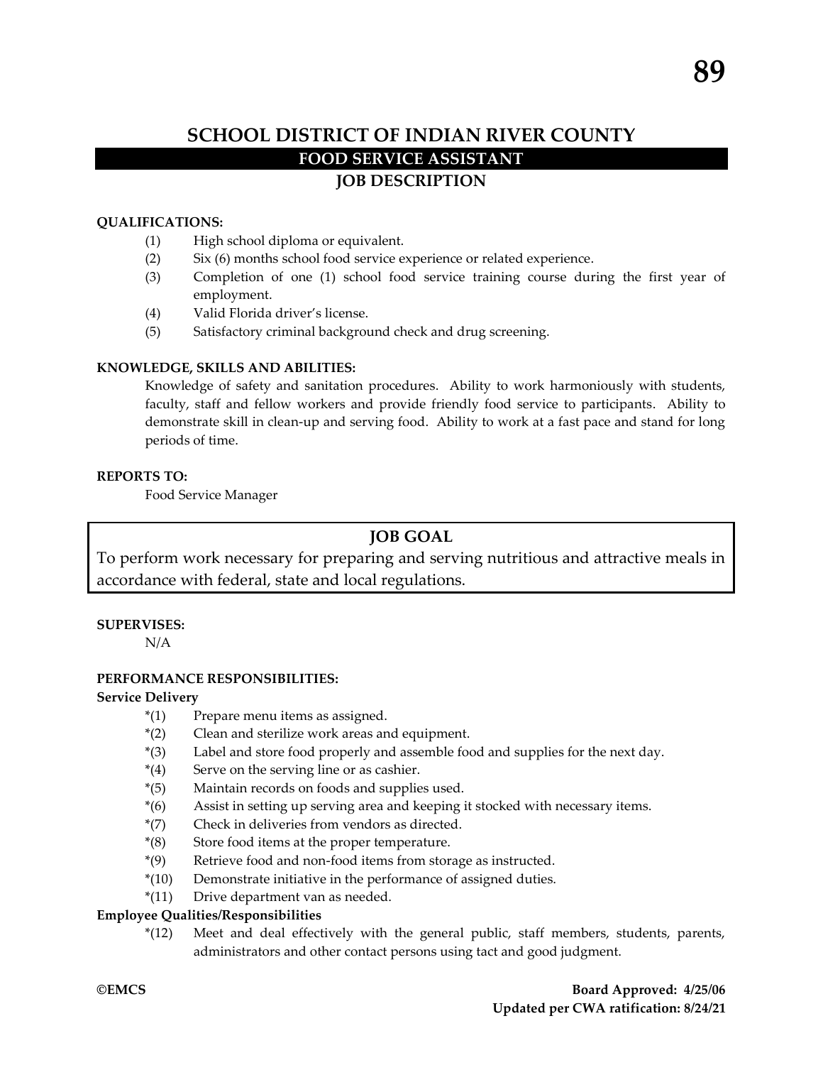# SCHOOL DISTRICT OF INDIAN RIVER COUNTY

## FOOD SERVICE ASSISTANT

## JOB DESCRIPTION

**QUALIFICATIONS:**

(1) High school diploma or equivalent.
(2) Six (6) months school food service experience or related experience.
(3) Completion of one (1) school food service training course during the first year of employment.
(4) Valid Florida driver's license.
(5) Satisfactory criminal background check and drug screening.

**KNOWLEDGE, SKILLS AND ABILITIES:**

Knowledge of safety and sanitation procedures. Ability to work harmoniously with students, faculty, staff and fellow workers and provide friendly food service to participants. Ability to demonstrate skill in clean-up and serving food. Ability to work at a fast pace and stand for long periods of time.

**REPORTS TO:**

Food Service Manager

**JOB GOAL**

To perform work necessary for preparing and serving nutritious and attractive meals in accordance with federal, state and local regulations.

**SUPERVISES:**

N/A

**PERFORMANCE RESPONSIBILITIES:**

**Service Delivery**

*(1) Prepare menu items as assigned.
*(2) Clean and sterilize work areas and equipment.
*(3) Label and store food properly and assemble food and supplies for the next day.
*(4) Serve on the serving line or as cashier.
*(5) Maintain records on foods and supplies used.
*(6) Assist in setting up serving area and keeping it stocked with necessary items.
*(7) Check in deliveries from vendors as directed.
*(8) Store food items at the proper temperature.
*(9) Retrieve food and non-food items from storage as instructed.
*(10) Demonstrate initiative in the performance of assigned duties.
*(11) Drive department van as needed.

**Employee Qualities/Responsibilities**

*(12) Meet and deal effectively with the general public, staff members, students, parents, administrators and other contact persons using tact and good judgment.

**©EMCS**

**Board Approved: 4/25/06**
**Updated per CWA ratification: 8/24/21**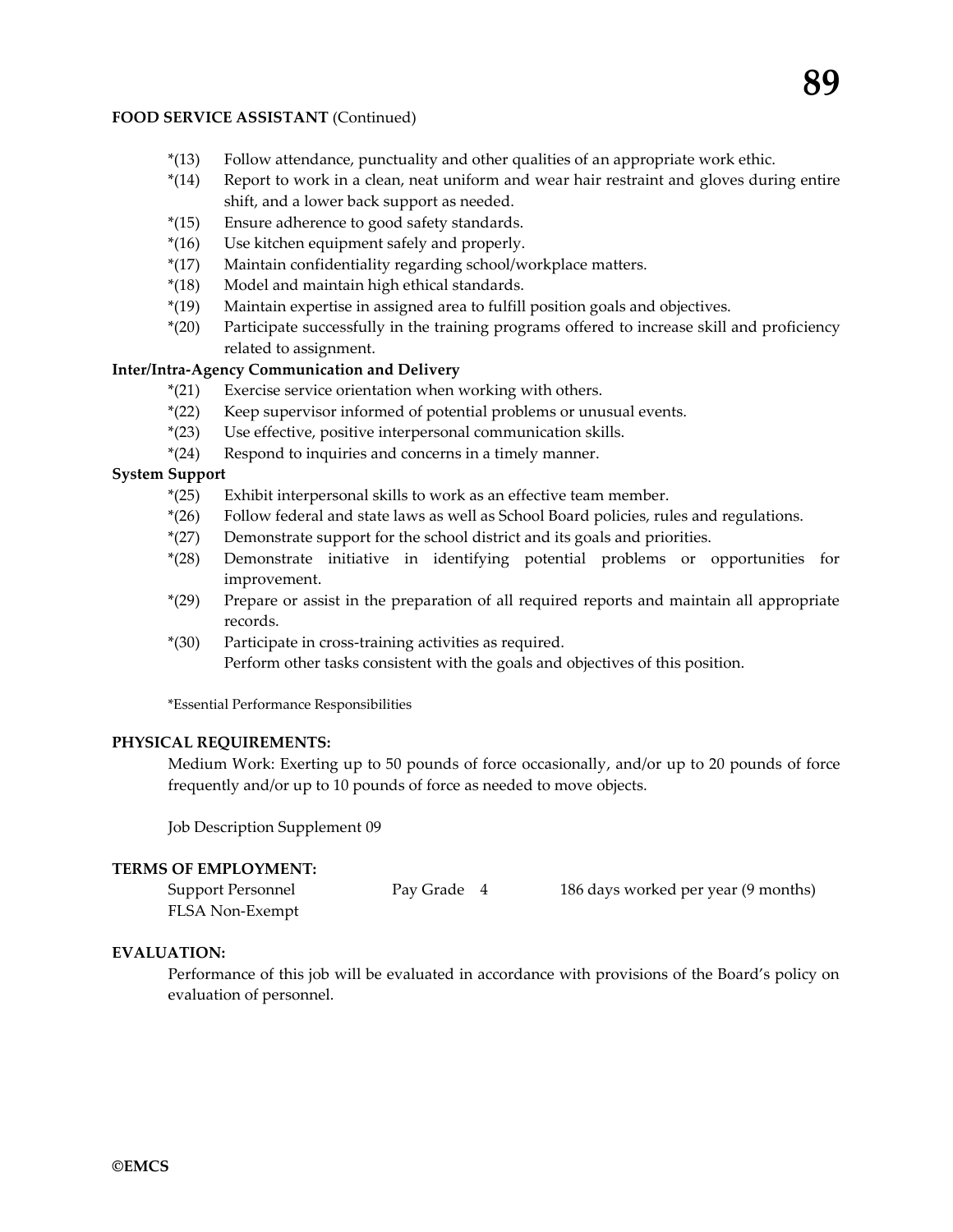**FOOD SERVICE ASSISTANT** (Continued)

- *(13) Follow attendance, punctuality and other qualities of an appropriate work ethic.
- *(14) Report to work in a clean, neat uniform and wear hair restraint and gloves during entire shift, and a lower back support as needed.
- *(15) Ensure adherence to good safety standards.
- *(16) Use kitchen equipment safely and properly.
- *(17) Maintain confidentiality regarding school/workplace matters.
- *(18) Model and maintain high ethical standards.
- *(19) Maintain expertise in assigned area to fulfill position goals and objectives.
- *(20) Participate successfully in the training programs offered to increase skill and proficiency related to assignment.

**Inter/Intra-Agency Communication and Delivery**

- *(21) Exercise service orientation when working with others.
- *(22) Keep supervisor informed of potential problems or unusual events.
- *(23) Use effective, positive interpersonal communication skills.
- *(24) Respond to inquiries and concerns in a timely manner.

**System Support**

- *(25) Exhibit interpersonal skills to work as an effective team member.
- *(26) Follow federal and state laws as well as School Board policies, rules and regulations.
- *(27) Demonstrate support for the school district and its goals and priorities.
- *(28) Demonstrate initiative in identifying potential problems or opportunities for improvement.
- *(29) Prepare or assist in the preparation of all required reports and maintain all appropriate records.
- *(30) Participate in cross-training activities as required.

  Perform other tasks consistent with the goals and objectives of this position.

*Essential Performance Responsibilities

## PHYSICAL REQUIREMENTS:

Medium Work: Exerting up to 50 pounds of force occasionally, and/or up to 20 pounds of force frequently and/or up to 10 pounds of force as needed to move objects.

Job Description Supplement 09

## TERMS OF EMPLOYMENT:

| | | |
|---|---|---|
| Support Personnel | Pay Grade 4 | 186 days worked per year (9 months) |
| FLSA Non-Exempt | | |

## EVALUATION:

Performance of this job will be evaluated in accordance with provisions of the Board's policy on evaluation of personnel.

©EMCS